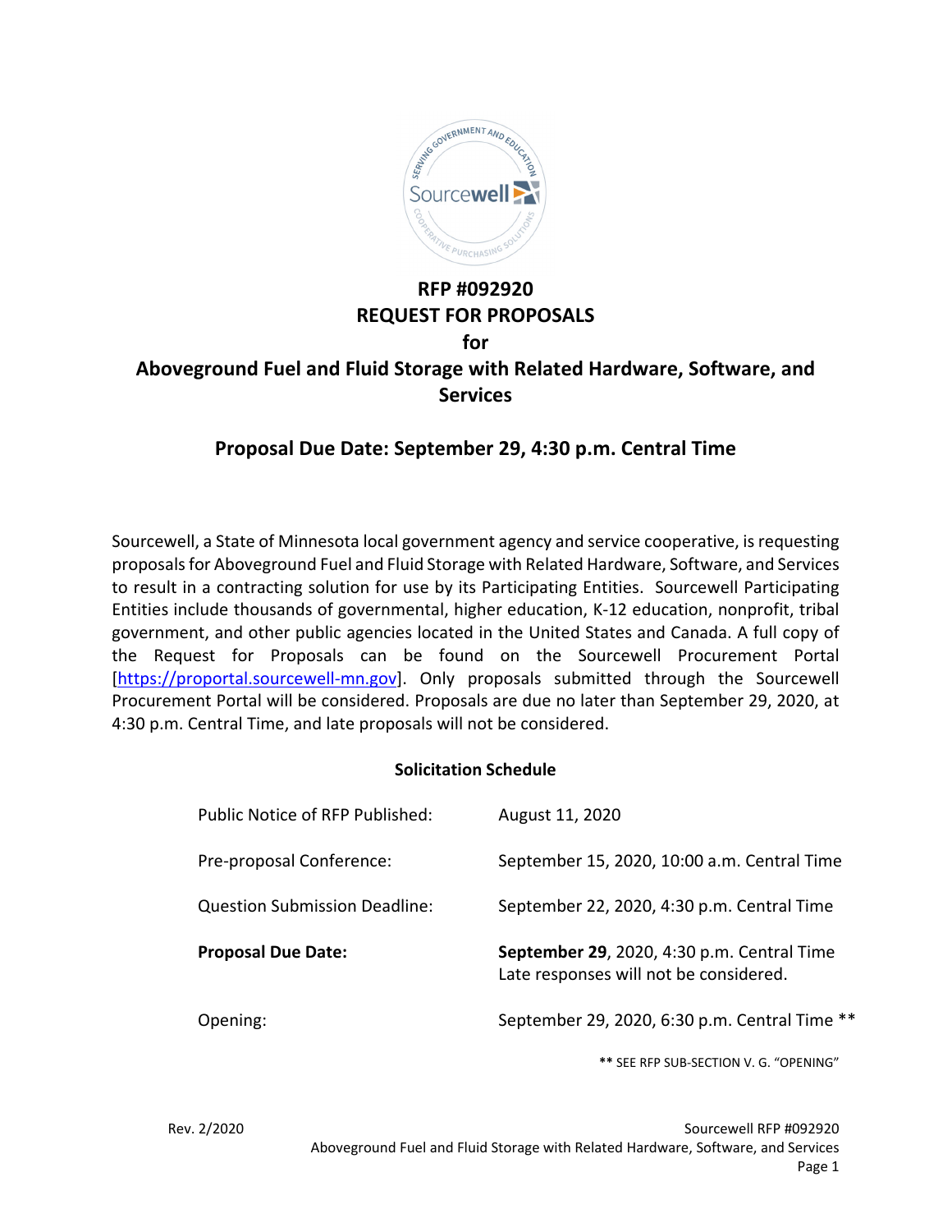# RFP #092920
# REQUEST FOR PROPOSALS
# for
# Aboveground Fuel and Fluid Storage with Related Hardware, Software, and Services

## Proposal Due Date: September 29, 4:30 p.m. Central Time

Sourcewell, a State of Minnesota local government agency and service cooperative, is requesting proposals for Aboveground Fuel and Fluid Storage with Related Hardware, Software, and Services to result in a contracting solution for use by its Participating Entities. Sourcewell Participating Entities include thousands of governmental, higher education, K-12 education, nonprofit, tribal government, and other public agencies located in the United States and Canada. A full copy of the Request for Proposals can be found on the Sourcewell Procurement Portal [https://proportal.sourcewell-mn.gov]. Only proposals submitted through the Sourcewell Procurement Portal will be considered. Proposals are due no later than September 29, 2020, at 4:30 p.m. Central Time, and late proposals will not be considered.

**Solicitation Schedule**

| | |
|---|---|
| Public Notice of RFP Published: | August 11, 2020 |
| Pre-proposal Conference: | September 15, 2020, 10:00 a.m. Central Time |
| Question Submission Deadline: | September 22, 2020, 4:30 p.m. Central Time |
| **Proposal Due Date:** | **September 29**, 2020, 4:30 p.m. Central Time<br>Late responses will not be considered. |
| Opening: | September 29, 2020, 6:30 p.m. Central Time ** |

** SEE RFP SUB-SECTION V. G. "OPENING"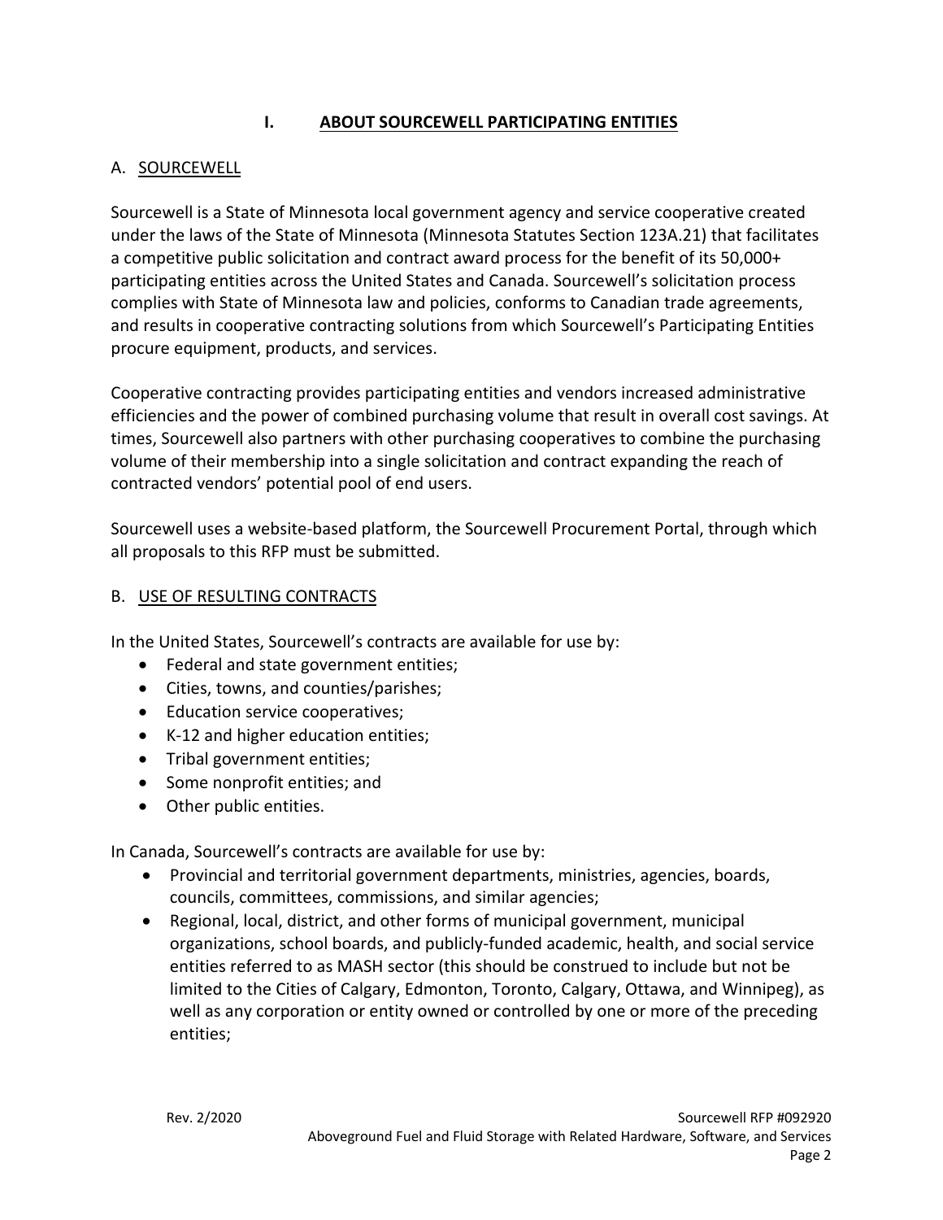## I. ABOUT SOURCEWELL PARTICIPATING ENTITIES

### A. SOURCEWELL

Sourcewell is a State of Minnesota local government agency and service cooperative created under the laws of the State of Minnesota (Minnesota Statutes Section 123A.21) that facilitates a competitive public solicitation and contract award process for the benefit of its 50,000+ participating entities across the United States and Canada. Sourcewell's solicitation process complies with State of Minnesota law and policies, conforms to Canadian trade agreements, and results in cooperative contracting solutions from which Sourcewell's Participating Entities procure equipment, products, and services.

Cooperative contracting provides participating entities and vendors increased administrative efficiencies and the power of combined purchasing volume that result in overall cost savings. At times, Sourcewell also partners with other purchasing cooperatives to combine the purchasing volume of their membership into a single solicitation and contract expanding the reach of contracted vendors' potential pool of end users.

Sourcewell uses a website-based platform, the Sourcewell Procurement Portal, through which all proposals to this RFP must be submitted.

### B. USE OF RESULTING CONTRACTS

In the United States, Sourcewell's contracts are available for use by:

- Federal and state government entities;
- Cities, towns, and counties/parishes;
- Education service cooperatives;
- K-12 and higher education entities;
- Tribal government entities;
- Some nonprofit entities; and
- Other public entities.

In Canada, Sourcewell's contracts are available for use by:

- Provincial and territorial government departments, ministries, agencies, boards, councils, committees, commissions, and similar agencies;
- Regional, local, district, and other forms of municipal government, municipal organizations, school boards, and publicly-funded academic, health, and social service entities referred to as MASH sector (this should be construed to include but not be limited to the Cities of Calgary, Edmonton, Toronto, Calgary, Ottawa, and Winnipeg), as well as any corporation or entity owned or controlled by one or more of the preceding entities;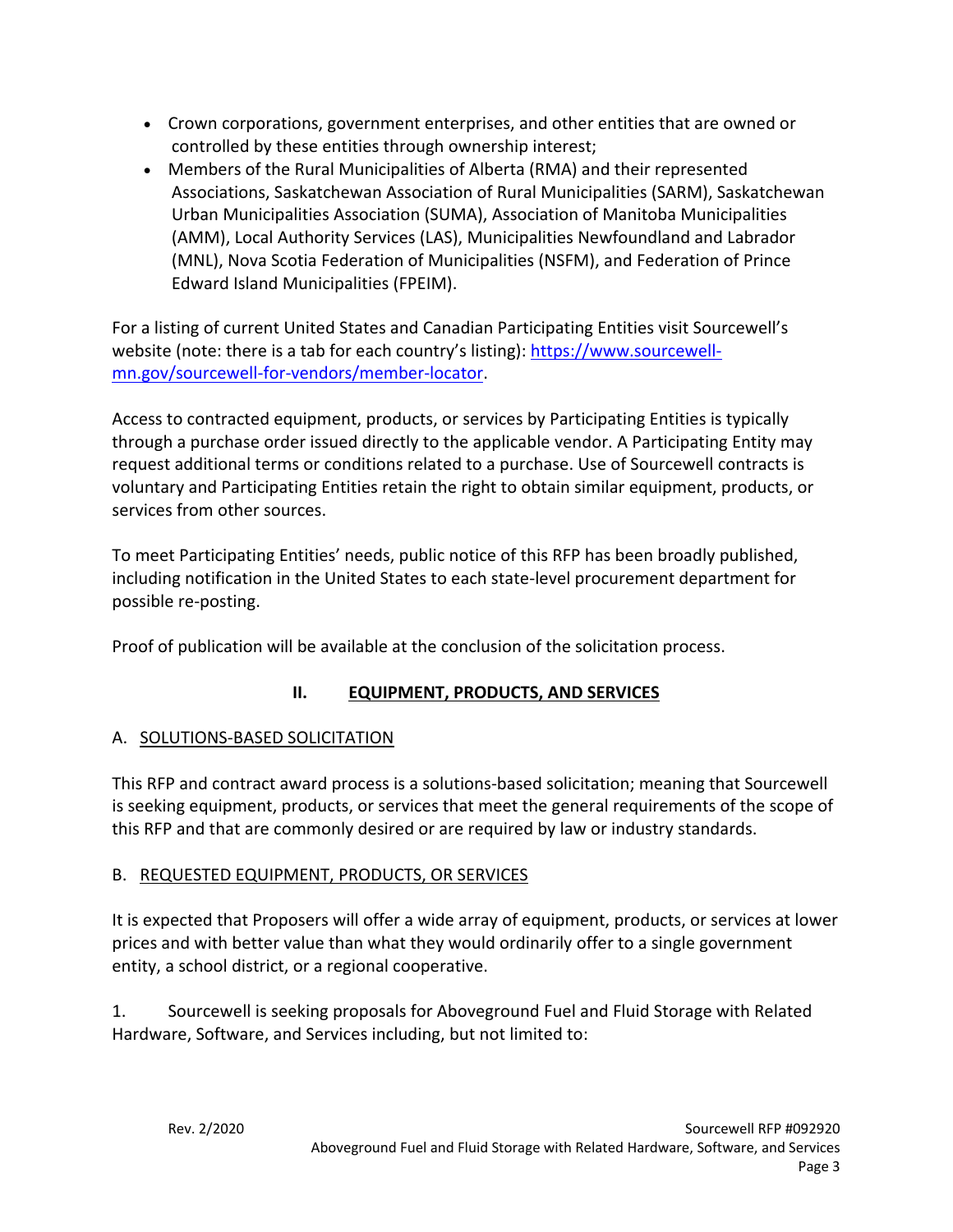- Crown corporations, government enterprises, and other entities that are owned or controlled by these entities through ownership interest;
- Members of the Rural Municipalities of Alberta (RMA) and their represented Associations, Saskatchewan Association of Rural Municipalities (SARM), Saskatchewan Urban Municipalities Association (SUMA), Association of Manitoba Municipalities (AMM), Local Authority Services (LAS), Municipalities Newfoundland and Labrador (MNL), Nova Scotia Federation of Municipalities (NSFM), and Federation of Prince Edward Island Municipalities (FPEIM).

For a listing of current United States and Canadian Participating Entities visit Sourcewell's website (note: there is a tab for each country's listing): [https://www.sourcewell-mn.gov/sourcewell-for-vendors/member-locator](https://www.sourcewell-mn.gov/sourcewell-for-vendors/member-locator).

Access to contracted equipment, products, or services by Participating Entities is typically through a purchase order issued directly to the applicable vendor. A Participating Entity may request additional terms or conditions related to a purchase. Use of Sourcewell contracts is voluntary and Participating Entities retain the right to obtain similar equipment, products, or services from other sources.

To meet Participating Entities' needs, public notice of this RFP has been broadly published, including notification in the United States to each state-level procurement department for possible re-posting.

Proof of publication will be available at the conclusion of the solicitation process.

## II. EQUIPMENT, PRODUCTS, AND SERVICES

### A. SOLUTIONS-BASED SOLICITATION

This RFP and contract award process is a solutions-based solicitation; meaning that Sourcewell is seeking equipment, products, or services that meet the general requirements of the scope of this RFP and that are commonly desired or are required by law or industry standards.

### B. REQUESTED EQUIPMENT, PRODUCTS, OR SERVICES

It is expected that Proposers will offer a wide array of equipment, products, or services at lower prices and with better value than what they would ordinarily offer to a single government entity, a school district, or a regional cooperative.

1. Sourcewell is seeking proposals for Aboveground Fuel and Fluid Storage with Related Hardware, Software, and Services including, but not limited to: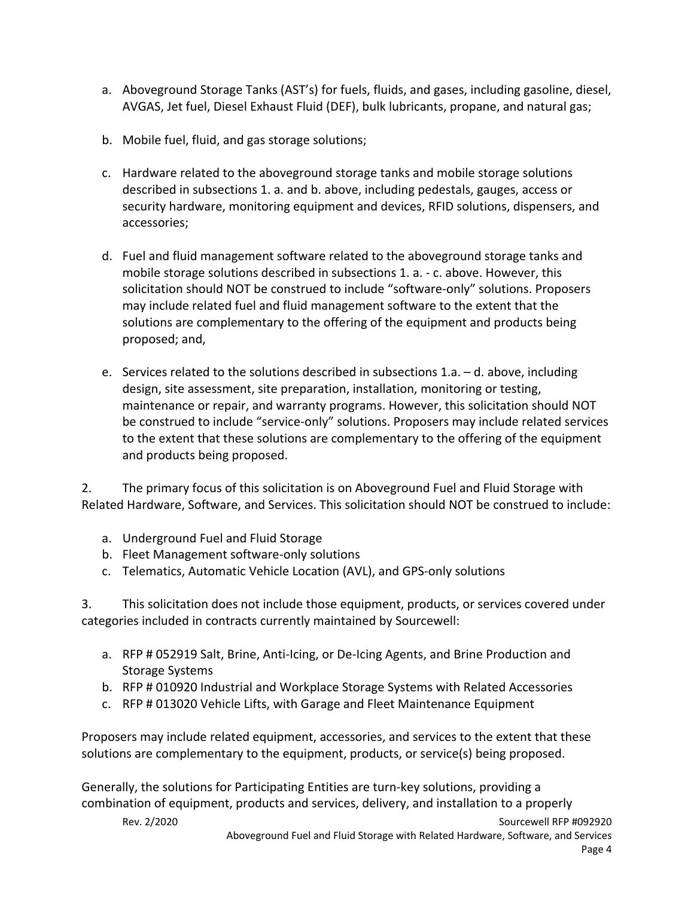a. Aboveground Storage Tanks (AST's) for fuels, fluids, and gases, including gasoline, diesel, AVGAS, Jet fuel, Diesel Exhaust Fluid (DEF), bulk lubricants, propane, and natural gas;

b. Mobile fuel, fluid, and gas storage solutions;

c. Hardware related to the aboveground storage tanks and mobile storage solutions described in subsections 1. a. and b. above, including pedestals, gauges, access or security hardware, monitoring equipment and devices, RFID solutions, dispensers, and accessories;

d. Fuel and fluid management software related to the aboveground storage tanks and mobile storage solutions described in subsections 1. a. - c. above. However, this solicitation should NOT be construed to include "software-only" solutions. Proposers may include related fuel and fluid management software to the extent that the solutions are complementary to the offering of the equipment and products being proposed; and,

e. Services related to the solutions described in subsections 1.a. – d. above, including design, site assessment, site preparation, installation, monitoring or testing, maintenance or repair, and warranty programs. However, this solicitation should NOT be construed to include "service-only" solutions. Proposers may include related services to the extent that these solutions are complementary to the offering of the equipment and products being proposed.

2. The primary focus of this solicitation is on Aboveground Fuel and Fluid Storage with Related Hardware, Software, and Services. This solicitation should NOT be construed to include:

a. Underground Fuel and Fluid Storage
b. Fleet Management software-only solutions
c. Telematics, Automatic Vehicle Location (AVL), and GPS-only solutions

3. This solicitation does not include those equipment, products, or services covered under categories included in contracts currently maintained by Sourcewell:

a. RFP # 052919 Salt, Brine, Anti-Icing, or De-Icing Agents, and Brine Production and Storage Systems
b. RFP # 010920 Industrial and Workplace Storage Systems with Related Accessories
c. RFP # 013020 Vehicle Lifts, with Garage and Fleet Maintenance Equipment

Proposers may include related equipment, accessories, and services to the extent that these solutions are complementary to the equipment, products, or service(s) being proposed.

Generally, the solutions for Participating Entities are turn-key solutions, providing a combination of equipment, products and services, delivery, and installation to a properly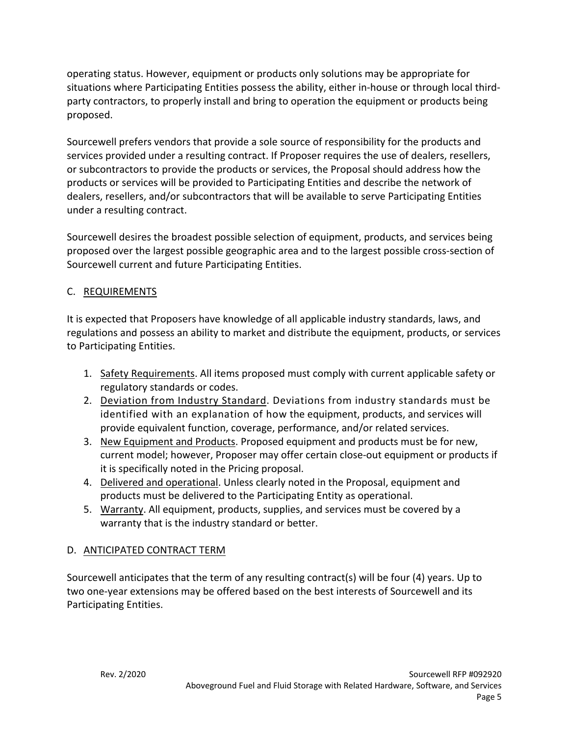operating status. However, equipment or products only solutions may be appropriate for situations where Participating Entities possess the ability, either in-house or through local third-party contractors, to properly install and bring to operation the equipment or products being proposed.

Sourcewell prefers vendors that provide a sole source of responsibility for the products and services provided under a resulting contract. If Proposer requires the use of dealers, resellers, or subcontractors to provide the products or services, the Proposal should address how the products or services will be provided to Participating Entities and describe the network of dealers, resellers, and/or subcontractors that will be available to serve Participating Entities under a resulting contract.

Sourcewell desires the broadest possible selection of equipment, products, and services being proposed over the largest possible geographic area and to the largest possible cross-section of Sourcewell current and future Participating Entities.

## C. REQUIREMENTS

It is expected that Proposers have knowledge of all applicable industry standards, laws, and regulations and possess an ability to market and distribute the equipment, products, or services to Participating Entities.

1. Safety Requirements. All items proposed must comply with current applicable safety or regulatory standards or codes.
2. Deviation from Industry Standard. Deviations from industry standards must be identified with an explanation of how the equipment, products, and services will provide equivalent function, coverage, performance, and/or related services.
3. New Equipment and Products. Proposed equipment and products must be for new, current model; however, Proposer may offer certain close-out equipment or products if it is specifically noted in the Pricing proposal.
4. Delivered and operational. Unless clearly noted in the Proposal, equipment and products must be delivered to the Participating Entity as operational.
5. Warranty. All equipment, products, supplies, and services must be covered by a warranty that is the industry standard or better.

## D. ANTICIPATED CONTRACT TERM

Sourcewell anticipates that the term of any resulting contract(s) will be four (4) years. Up to two one-year extensions may be offered based on the best interests of Sourcewell and its Participating Entities.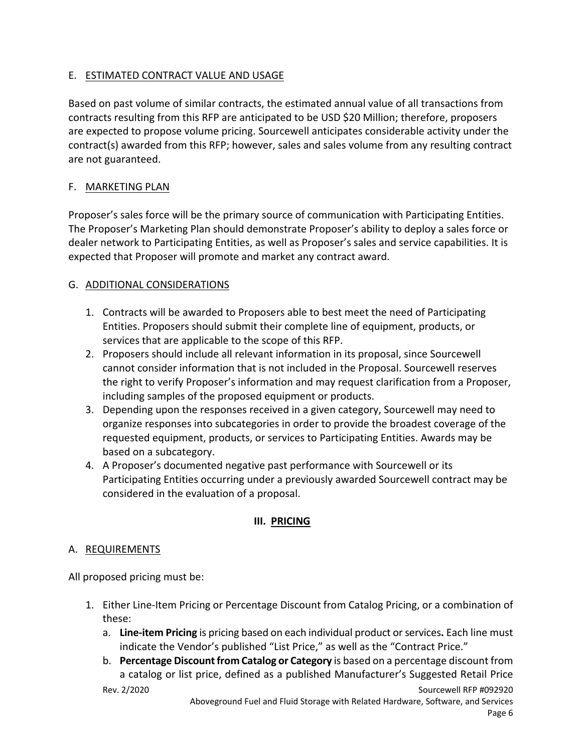## E. ESTIMATED CONTRACT VALUE AND USAGE

Based on past volume of similar contracts, the estimated annual value of all transactions from contracts resulting from this RFP are anticipated to be USD $20 Million; therefore, proposers are expected to propose volume pricing. Sourcewell anticipates considerable activity under the contract(s) awarded from this RFP; however, sales and sales volume from any resulting contract are not guaranteed.

## F. MARKETING PLAN

Proposer's sales force will be the primary source of communication with Participating Entities. The Proposer's Marketing Plan should demonstrate Proposer's ability to deploy a sales force or dealer network to Participating Entities, as well as Proposer's sales and service capabilities. It is expected that Proposer will promote and market any contract award.

## G. ADDITIONAL CONSIDERATIONS

1. Contracts will be awarded to Proposers able to best meet the need of Participating Entities. Proposers should submit their complete line of equipment, products, or services that are applicable to the scope of this RFP.
2. Proposers should include all relevant information in its proposal, since Sourcewell cannot consider information that is not included in the Proposal. Sourcewell reserves the right to verify Proposer's information and may request clarification from a Proposer, including samples of the proposed equipment or products.
3. Depending upon the responses received in a given category, Sourcewell may need to organize responses into subcategories in order to provide the broadest coverage of the requested equipment, products, or services to Participating Entities. Awards may be based on a subcategory.
4. A Proposer's documented negative past performance with Sourcewell or its Participating Entities occurring under a previously awarded Sourcewell contract may be considered in the evaluation of a proposal.

# III. PRICING

## A. REQUIREMENTS

All proposed pricing must be:

1. Either Line-Item Pricing or Percentage Discount from Catalog Pricing, or a combination of these:
   a. **Line-item Pricing** is pricing based on each individual product or services**.** Each line must indicate the Vendor's published "List Price," as well as the "Contract Price."
   b. **Percentage Discount from Catalog or Category** is based on a percentage discount from a catalog or list price, defined as a published Manufacturer's Suggested Retail Price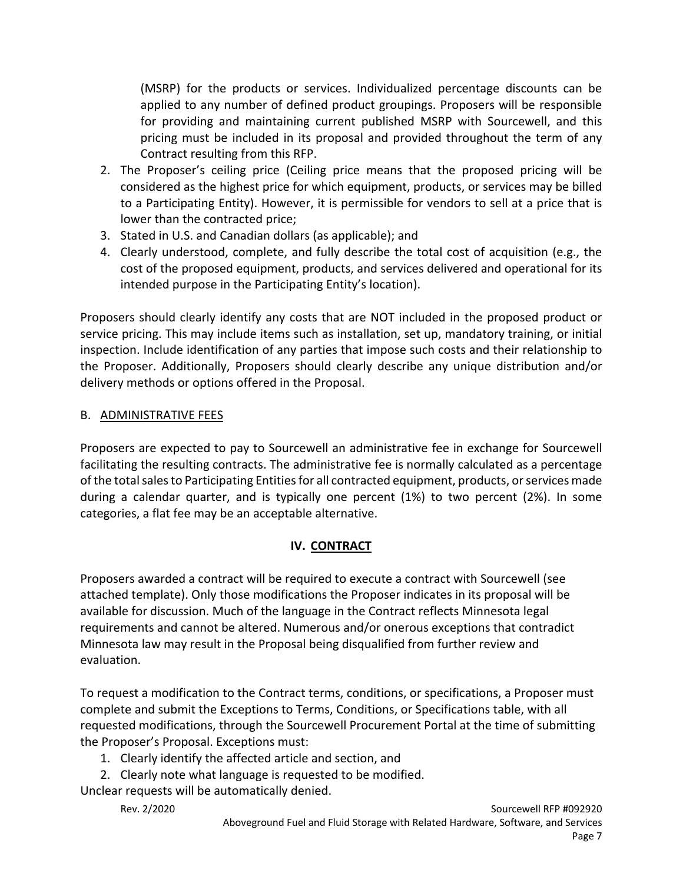(MSRP) for the products or services. Individualized percentage discounts can be applied to any number of defined product groupings. Proposers will be responsible for providing and maintaining current published MSRP with Sourcewell, and this pricing must be included in its proposal and provided throughout the term of any Contract resulting from this RFP.

2. The Proposer's ceiling price (Ceiling price means that the proposed pricing will be considered as the highest price for which equipment, products, or services may be billed to a Participating Entity). However, it is permissible for vendors to sell at a price that is lower than the contracted price;
3. Stated in U.S. and Canadian dollars (as applicable); and
4. Clearly understood, complete, and fully describe the total cost of acquisition (e.g., the cost of the proposed equipment, products, and services delivered and operational for its intended purpose in the Participating Entity's location).

Proposers should clearly identify any costs that are NOT included in the proposed product or service pricing. This may include items such as installation, set up, mandatory training, or initial inspection. Include identification of any parties that impose such costs and their relationship to the Proposer. Additionally, Proposers should clearly describe any unique distribution and/or delivery methods or options offered in the Proposal.

### B. ADMINISTRATIVE FEES

Proposers are expected to pay to Sourcewell an administrative fee in exchange for Sourcewell facilitating the resulting contracts. The administrative fee is normally calculated as a percentage of the total sales to Participating Entities for all contracted equipment, products, or services made during a calendar quarter, and is typically one percent (1%) to two percent (2%). In some categories, a flat fee may be an acceptable alternative.

## IV. CONTRACT

Proposers awarded a contract will be required to execute a contract with Sourcewell (see attached template). Only those modifications the Proposer indicates in its proposal will be available for discussion. Much of the language in the Contract reflects Minnesota legal requirements and cannot be altered. Numerous and/or onerous exceptions that contradict Minnesota law may result in the Proposal being disqualified from further review and evaluation.

To request a modification to the Contract terms, conditions, or specifications, a Proposer must complete and submit the Exceptions to Terms, Conditions, or Specifications table, with all requested modifications, through the Sourcewell Procurement Portal at the time of submitting the Proposer's Proposal. Exceptions must:

1. Clearly identify the affected article and section, and
2. Clearly note what language is requested to be modified.

Unclear requests will be automatically denied.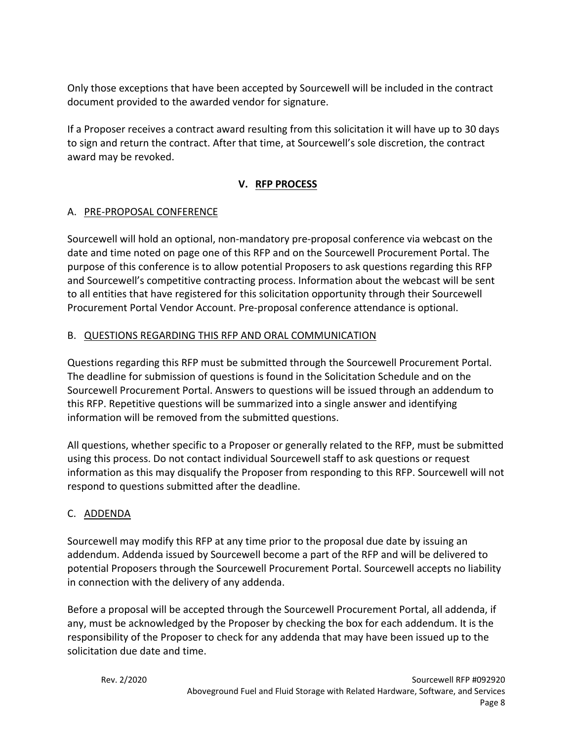Only those exceptions that have been accepted by Sourcewell will be included in the contract document provided to the awarded vendor for signature.

If a Proposer receives a contract award resulting from this solicitation it will have up to 30 days to sign and return the contract. After that time, at Sourcewell's sole discretion, the contract award may be revoked.

## V. RFP PROCESS

### A. PRE-PROPOSAL CONFERENCE

Sourcewell will hold an optional, non-mandatory pre-proposal conference via webcast on the date and time noted on page one of this RFP and on the Sourcewell Procurement Portal. The purpose of this conference is to allow potential Proposers to ask questions regarding this RFP and Sourcewell's competitive contracting process. Information about the webcast will be sent to all entities that have registered for this solicitation opportunity through their Sourcewell Procurement Portal Vendor Account. Pre-proposal conference attendance is optional.

### B. QUESTIONS REGARDING THIS RFP AND ORAL COMMUNICATION

Questions regarding this RFP must be submitted through the Sourcewell Procurement Portal. The deadline for submission of questions is found in the Solicitation Schedule and on the Sourcewell Procurement Portal. Answers to questions will be issued through an addendum to this RFP. Repetitive questions will be summarized into a single answer and identifying information will be removed from the submitted questions.

All questions, whether specific to a Proposer or generally related to the RFP, must be submitted using this process. Do not contact individual Sourcewell staff to ask questions or request information as this may disqualify the Proposer from responding to this RFP. Sourcewell will not respond to questions submitted after the deadline.

### C. ADDENDA

Sourcewell may modify this RFP at any time prior to the proposal due date by issuing an addendum. Addenda issued by Sourcewell become a part of the RFP and will be delivered to potential Proposers through the Sourcewell Procurement Portal. Sourcewell accepts no liability in connection with the delivery of any addenda.

Before a proposal will be accepted through the Sourcewell Procurement Portal, all addenda, if any, must be acknowledged by the Proposer by checking the box for each addendum. It is the responsibility of the Proposer to check for any addenda that may have been issued up to the solicitation due date and time.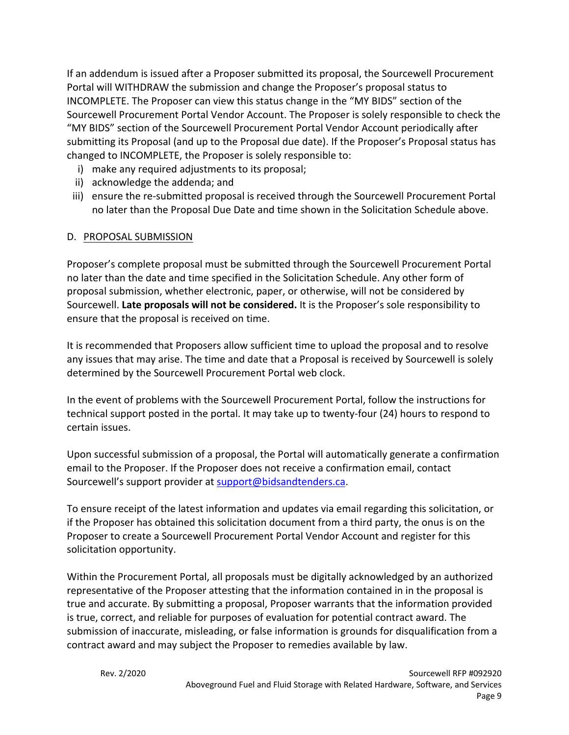If an addendum is issued after a Proposer submitted its proposal, the Sourcewell Procurement Portal will WITHDRAW the submission and change the Proposer's proposal status to INCOMPLETE. The Proposer can view this status change in the "MY BIDS" section of the Sourcewell Procurement Portal Vendor Account. The Proposer is solely responsible to check the "MY BIDS" section of the Sourcewell Procurement Portal Vendor Account periodically after submitting its Proposal (and up to the Proposal due date). If the Proposer's Proposal status has changed to INCOMPLETE, the Proposer is solely responsible to:

i) make any required adjustments to its proposal;
ii) acknowledge the addenda; and
iii) ensure the re-submitted proposal is received through the Sourcewell Procurement Portal no later than the Proposal Due Date and time shown in the Solicitation Schedule above.

## D. PROPOSAL SUBMISSION

Proposer's complete proposal must be submitted through the Sourcewell Procurement Portal no later than the date and time specified in the Solicitation Schedule. Any other form of proposal submission, whether electronic, paper, or otherwise, will not be considered by Sourcewell. **Late proposals will not be considered.** It is the Proposer's sole responsibility to ensure that the proposal is received on time.

It is recommended that Proposers allow sufficient time to upload the proposal and to resolve any issues that may arise. The time and date that a Proposal is received by Sourcewell is solely determined by the Sourcewell Procurement Portal web clock.

In the event of problems with the Sourcewell Procurement Portal, follow the instructions for technical support posted in the portal. It may take up to twenty-four (24) hours to respond to certain issues.

Upon successful submission of a proposal, the Portal will automatically generate a confirmation email to the Proposer. If the Proposer does not receive a confirmation email, contact Sourcewell's support provider at support@bidsandtenders.ca.

To ensure receipt of the latest information and updates via email regarding this solicitation, or if the Proposer has obtained this solicitation document from a third party, the onus is on the Proposer to create a Sourcewell Procurement Portal Vendor Account and register for this solicitation opportunity.

Within the Procurement Portal, all proposals must be digitally acknowledged by an authorized representative of the Proposer attesting that the information contained in in the proposal is true and accurate. By submitting a proposal, Proposer warrants that the information provided is true, correct, and reliable for purposes of evaluation for potential contract award. The submission of inaccurate, misleading, or false information is grounds for disqualification from a contract award and may subject the Proposer to remedies available by law.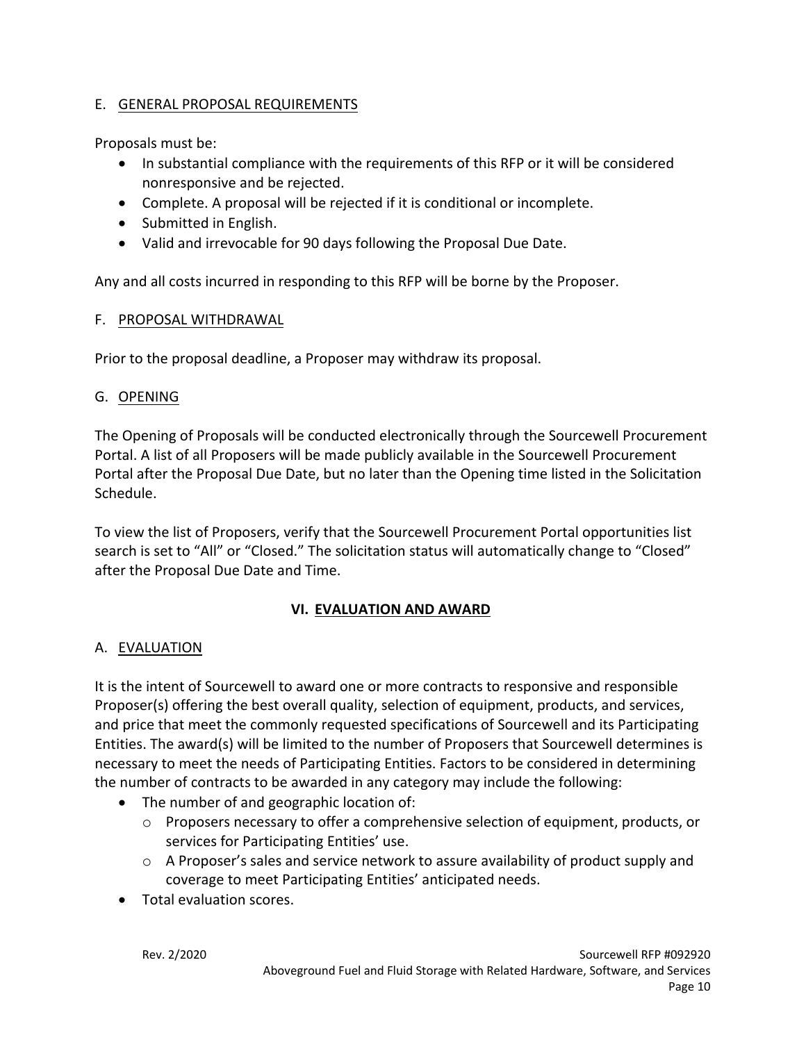### E. GENERAL PROPOSAL REQUIREMENTS

Proposals must be:

- In substantial compliance with the requirements of this RFP or it will be considered nonresponsive and be rejected.
- Complete. A proposal will be rejected if it is conditional or incomplete.
- Submitted in English.
- Valid and irrevocable for 90 days following the Proposal Due Date.

Any and all costs incurred in responding to this RFP will be borne by the Proposer.

### F. PROPOSAL WITHDRAWAL

Prior to the proposal deadline, a Proposer may withdraw its proposal.

### G. OPENING

The Opening of Proposals will be conducted electronically through the Sourcewell Procurement Portal. A list of all Proposers will be made publicly available in the Sourcewell Procurement Portal after the Proposal Due Date, but no later than the Opening time listed in the Solicitation Schedule.

To view the list of Proposers, verify that the Sourcewell Procurement Portal opportunities list search is set to "All" or "Closed." The solicitation status will automatically change to "Closed" after the Proposal Due Date and Time.

## VI. EVALUATION AND AWARD

### A. EVALUATION

It is the intent of Sourcewell to award one or more contracts to responsive and responsible Proposer(s) offering the best overall quality, selection of equipment, products, and services, and price that meet the commonly requested specifications of Sourcewell and its Participating Entities. The award(s) will be limited to the number of Proposers that Sourcewell determines is necessary to meet the needs of Participating Entities. Factors to be considered in determining the number of contracts to be awarded in any category may include the following:

- The number of and geographic location of:
  - Proposers necessary to offer a comprehensive selection of equipment, products, or services for Participating Entities' use.
  - A Proposer's sales and service network to assure availability of product supply and coverage to meet Participating Entities' anticipated needs.
- Total evaluation scores.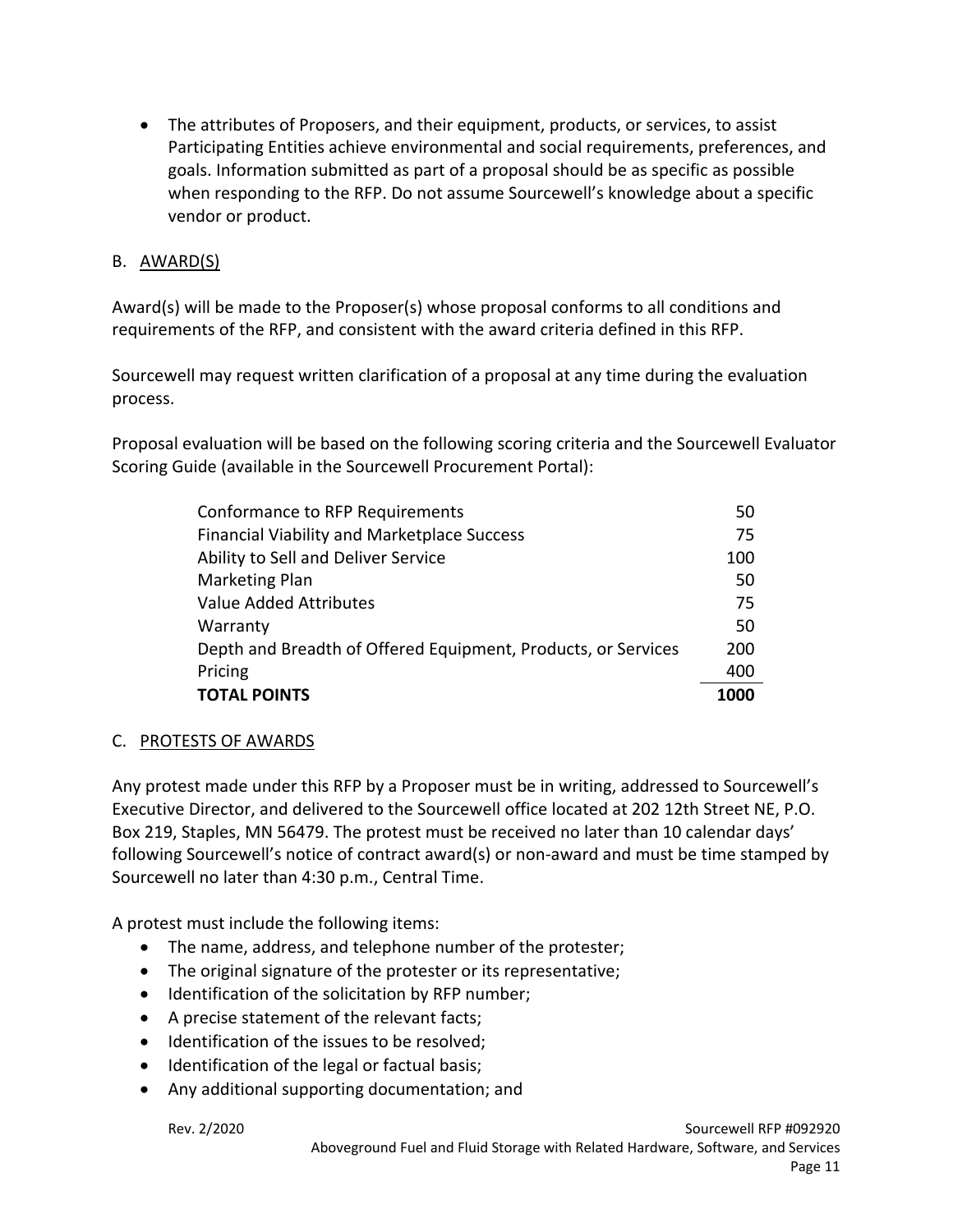- The attributes of Proposers, and their equipment, products, or services, to assist Participating Entities achieve environmental and social requirements, preferences, and goals. Information submitted as part of a proposal should be as specific as possible when responding to the RFP. Do not assume Sourcewell's knowledge about a specific vendor or product.

## B. AWARD(S)

Award(s) will be made to the Proposer(s) whose proposal conforms to all conditions and requirements of the RFP, and consistent with the award criteria defined in this RFP.

Sourcewell may request written clarification of a proposal at any time during the evaluation process.

Proposal evaluation will be based on the following scoring criteria and the Sourcewell Evaluator Scoring Guide (available in the Sourcewell Procurement Portal):

| Criteria | Points |
|---|---|
| Conformance to RFP Requirements | 50 |
| Financial Viability and Marketplace Success | 75 |
| Ability to Sell and Deliver Service | 100 |
| Marketing Plan | 50 |
| Value Added Attributes | 75 |
| Warranty | 50 |
| Depth and Breadth of Offered Equipment, Products, or Services | 200 |
| Pricing | 400 |
| **TOTAL POINTS** | **1000** |

## C. PROTESTS OF AWARDS

Any protest made under this RFP by a Proposer must be in writing, addressed to Sourcewell's Executive Director, and delivered to the Sourcewell office located at 202 12th Street NE, P.O. Box 219, Staples, MN 56479. The protest must be received no later than 10 calendar days' following Sourcewell's notice of contract award(s) or non-award and must be time stamped by Sourcewell no later than 4:30 p.m., Central Time.

A protest must include the following items:

- The name, address, and telephone number of the protester;
- The original signature of the protester or its representative;
- Identification of the solicitation by RFP number;
- A precise statement of the relevant facts;
- Identification of the issues to be resolved;
- Identification of the legal or factual basis;
- Any additional supporting documentation; and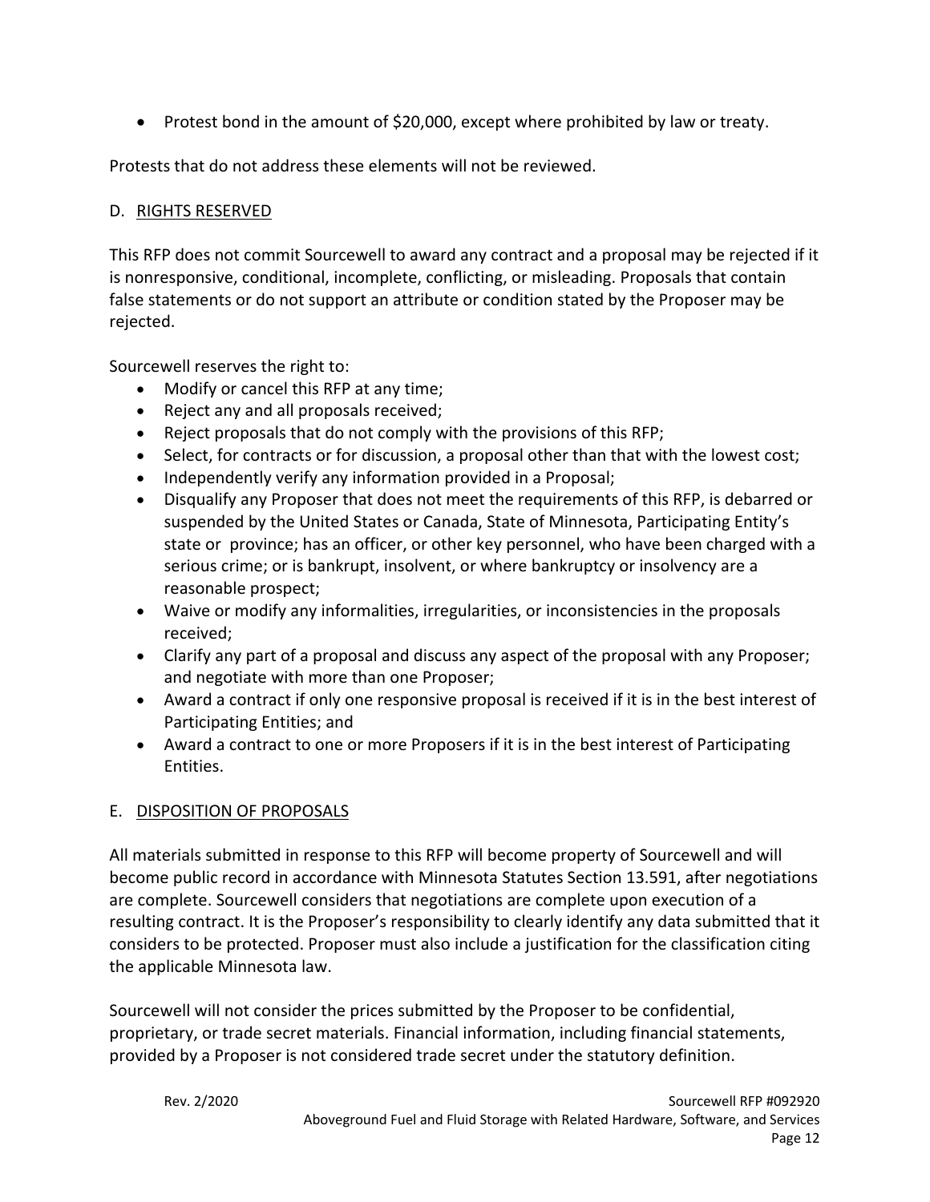- Protest bond in the amount of $20,000, except where prohibited by law or treaty.

Protests that do not address these elements will not be reviewed.

## D. RIGHTS RESERVED

This RFP does not commit Sourcewell to award any contract and a proposal may be rejected if it is nonresponsive, conditional, incomplete, conflicting, or misleading. Proposals that contain false statements or do not support an attribute or condition stated by the Proposer may be rejected.

Sourcewell reserves the right to:

- Modify or cancel this RFP at any time;
- Reject any and all proposals received;
- Reject proposals that do not comply with the provisions of this RFP;
- Select, for contracts or for discussion, a proposal other than that with the lowest cost;
- Independently verify any information provided in a Proposal;
- Disqualify any Proposer that does not meet the requirements of this RFP, is debarred or suspended by the United States or Canada, State of Minnesota, Participating Entity's state or province; has an officer, or other key personnel, who have been charged with a serious crime; or is bankrupt, insolvent, or where bankruptcy or insolvency are a reasonable prospect;
- Waive or modify any informalities, irregularities, or inconsistencies in the proposals received;
- Clarify any part of a proposal and discuss any aspect of the proposal with any Proposer; and negotiate with more than one Proposer;
- Award a contract if only one responsive proposal is received if it is in the best interest of Participating Entities; and
- Award a contract to one or more Proposers if it is in the best interest of Participating Entities.

## E. DISPOSITION OF PROPOSALS

All materials submitted in response to this RFP will become property of Sourcewell and will become public record in accordance with Minnesota Statutes Section 13.591, after negotiations are complete. Sourcewell considers that negotiations are complete upon execution of a resulting contract. It is the Proposer's responsibility to clearly identify any data submitted that it considers to be protected. Proposer must also include a justification for the classification citing the applicable Minnesota law.

Sourcewell will not consider the prices submitted by the Proposer to be confidential, proprietary, or trade secret materials. Financial information, including financial statements, provided by a Proposer is not considered trade secret under the statutory definition.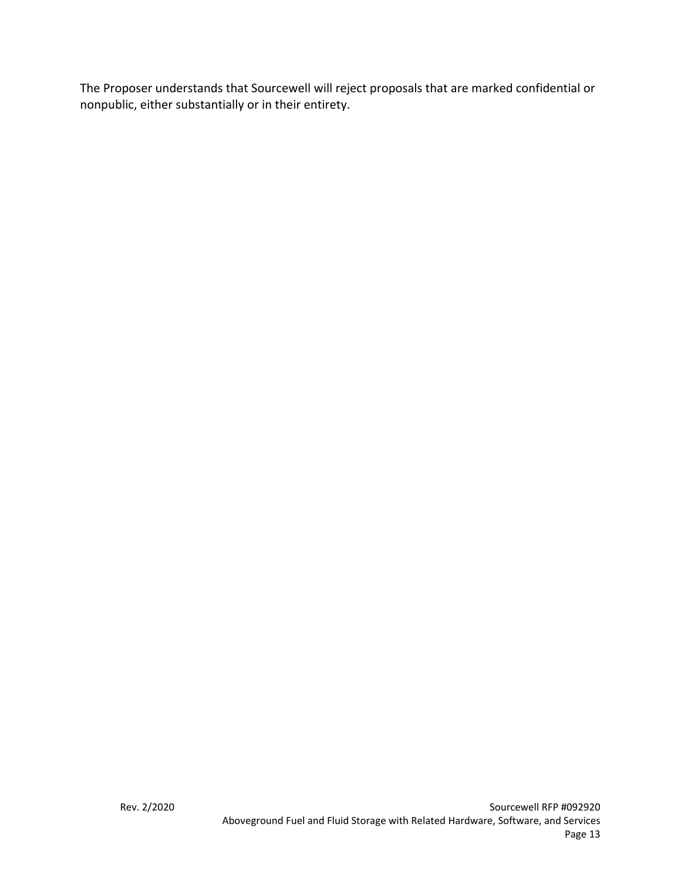The Proposer understands that Sourcewell will reject proposals that are marked confidential or nonpublic, either substantially or in their entirety.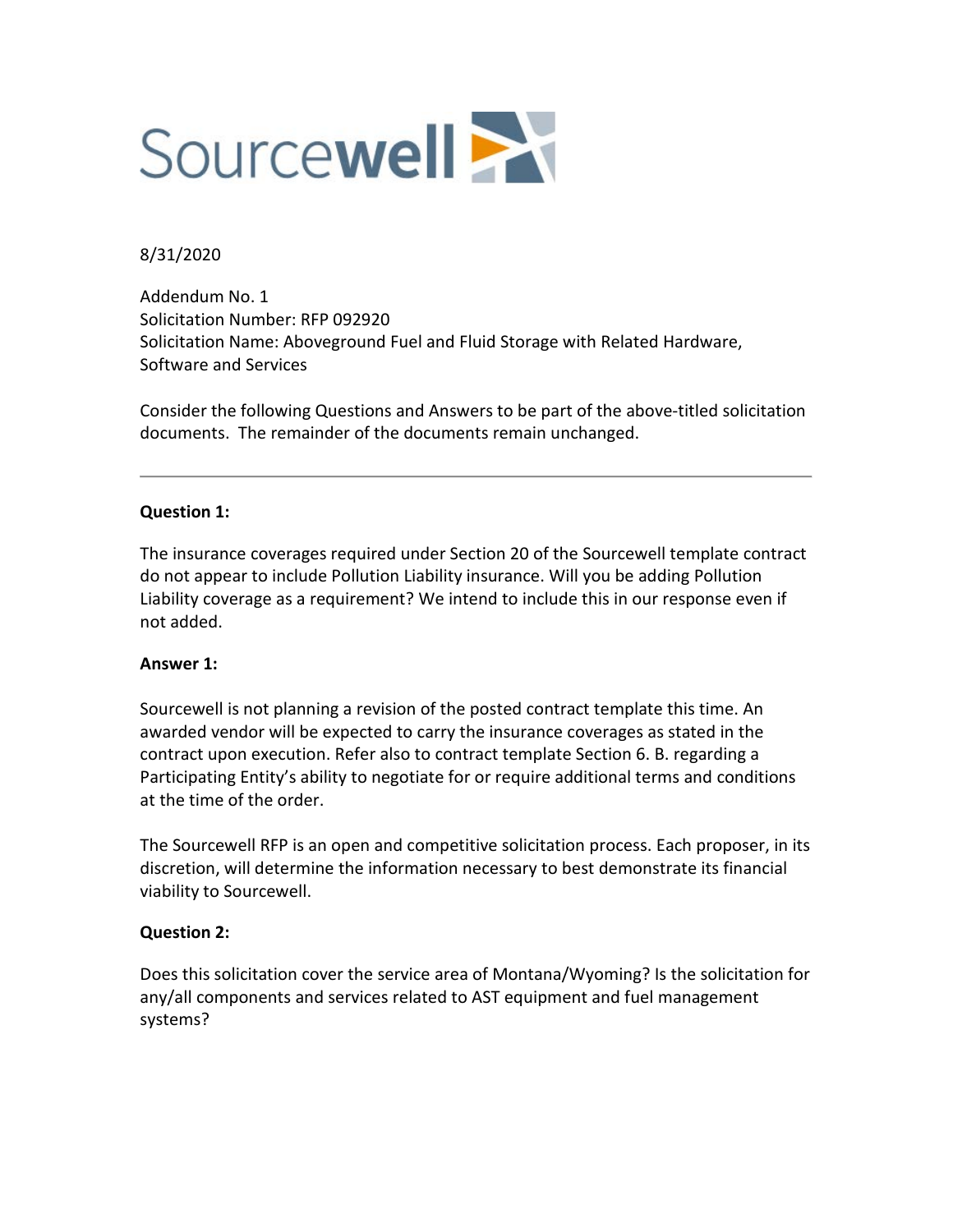Sourcewell

8/31/2020

Addendum No. 1
Solicitation Number: RFP 092920
Solicitation Name: Aboveground Fuel and Fluid Storage with Related Hardware, Software and Services

Consider the following Questions and Answers to be part of the above-titled solicitation documents. The remainder of the documents remain unchanged.

---

**Question 1:**

The insurance coverages required under Section 20 of the Sourcewell template contract do not appear to include Pollution Liability insurance. Will you be adding Pollution Liability coverage as a requirement? We intend to include this in our response even if not added.

**Answer 1:**

Sourcewell is not planning a revision of the posted contract template this time. An awarded vendor will be expected to carry the insurance coverages as stated in the contract upon execution. Refer also to contract template Section 6. B. regarding a Participating Entity's ability to negotiate for or require additional terms and conditions at the time of the order.

The Sourcewell RFP is an open and competitive solicitation process. Each proposer, in its discretion, will determine the information necessary to best demonstrate its financial viability to Sourcewell.

**Question 2:**

Does this solicitation cover the service area of Montana/Wyoming? Is the solicitation for any/all components and services related to AST equipment and fuel management systems?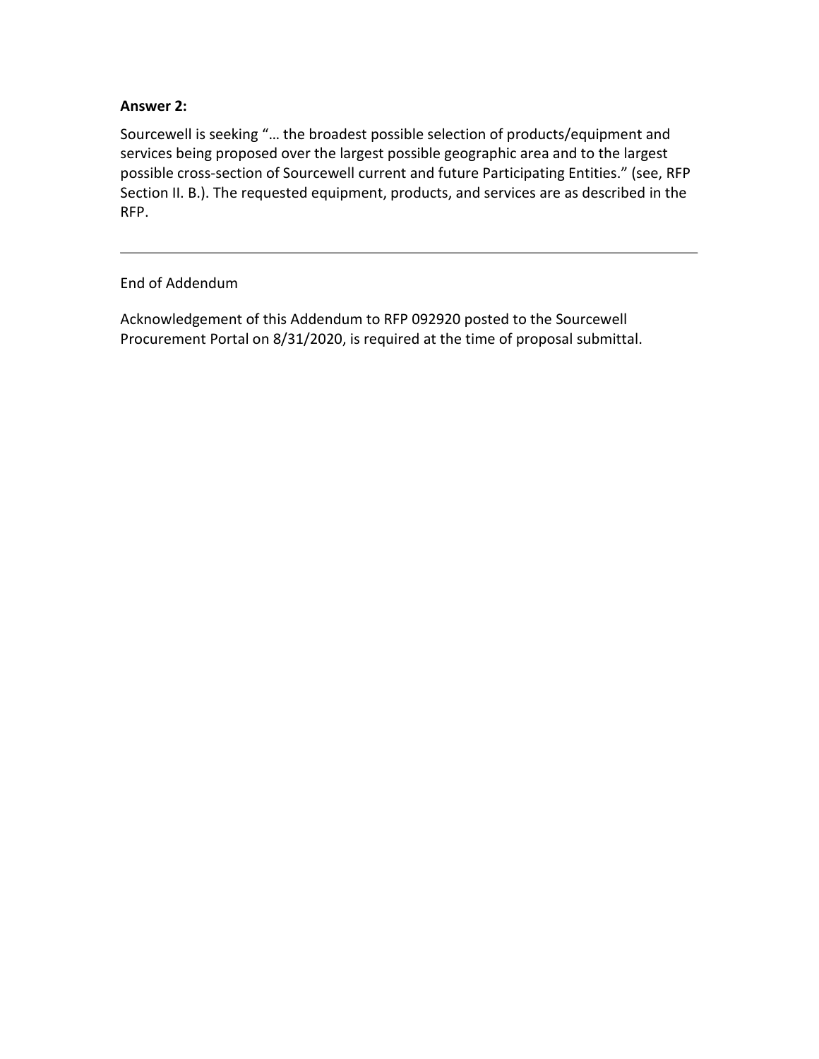**Answer 2:**

Sourcewell is seeking "… the broadest possible selection of products/equipment and services being proposed over the largest possible geographic area and to the largest possible cross-section of Sourcewell current and future Participating Entities." (see, RFP Section II. B.). The requested equipment, products, and services are as described in the RFP.

---

End of Addendum

Acknowledgement of this Addendum to RFP 092920 posted to the Sourcewell Procurement Portal on 8/31/2020, is required at the time of proposal submittal.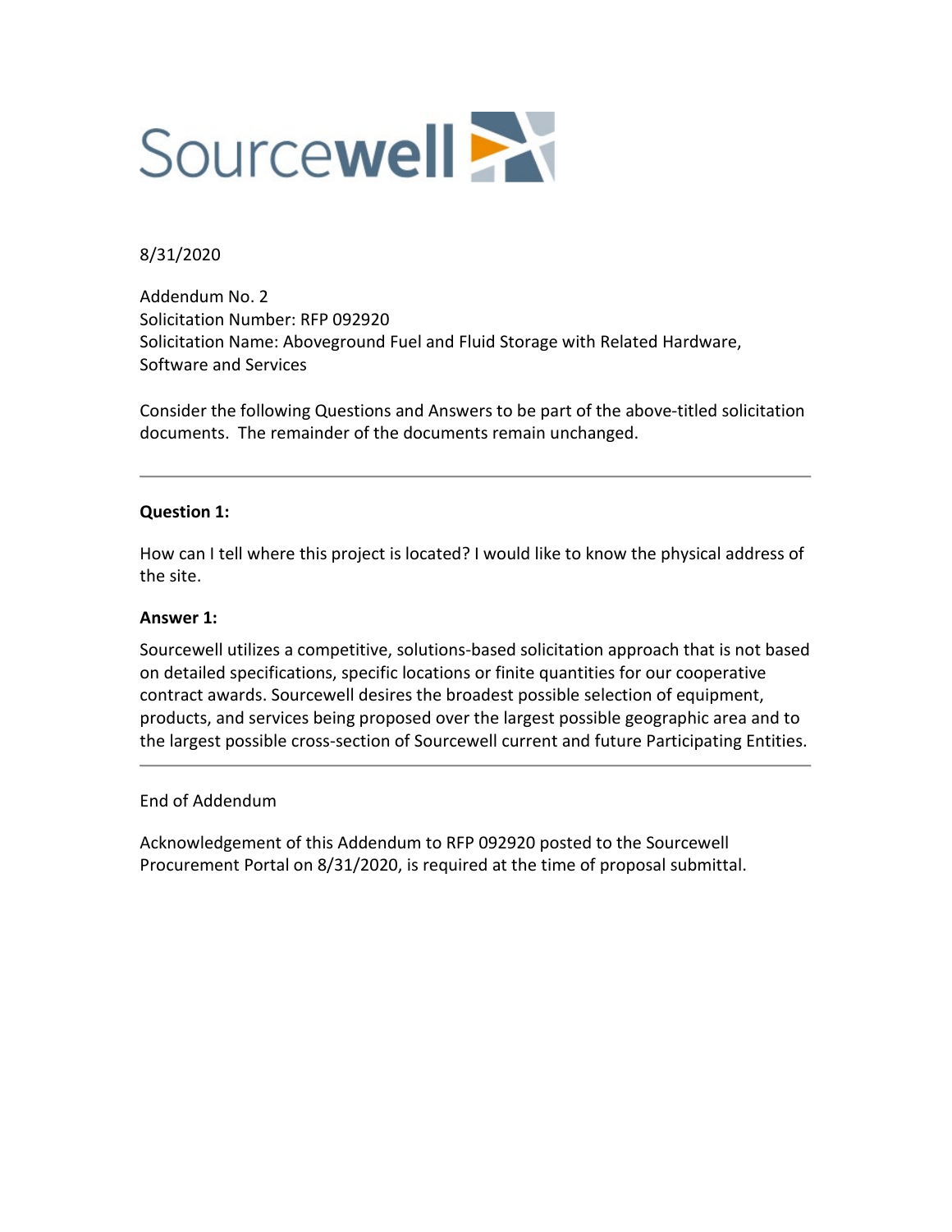Sourcewell

8/31/2020

Addendum No. 2
Solicitation Number: RFP 092920
Solicitation Name: Aboveground Fuel and Fluid Storage with Related Hardware, Software and Services

Consider the following Questions and Answers to be part of the above-titled solicitation documents. The remainder of the documents remain unchanged.

---

**Question 1:**

How can I tell where this project is located? I would like to know the physical address of the site.

**Answer 1:**

Sourcewell utilizes a competitive, solutions-based solicitation approach that is not based on detailed specifications, specific locations or finite quantities for our cooperative contract awards. Sourcewell desires the broadest possible selection of equipment, products, and services being proposed over the largest possible geographic area and to the largest possible cross-section of Sourcewell current and future Participating Entities.

---

End of Addendum

Acknowledgement of this Addendum to RFP 092920 posted to the Sourcewell Procurement Portal on 8/31/2020, is required at the time of proposal submittal.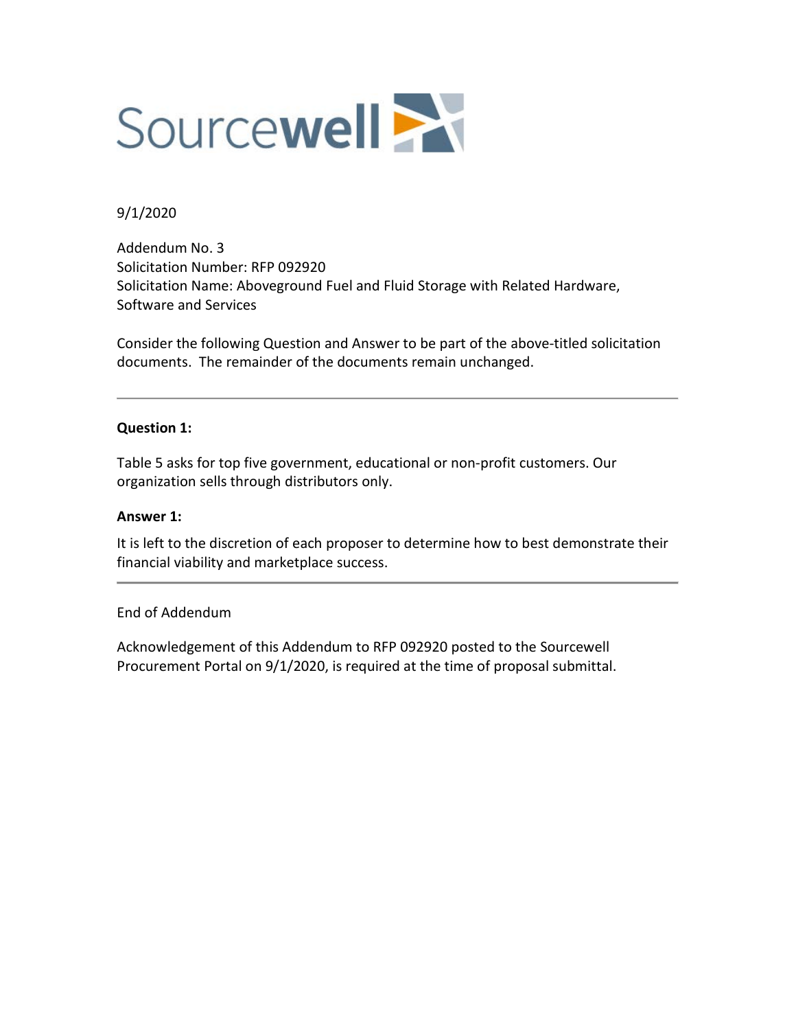Sourcewell

9/1/2020

Addendum No. 3
Solicitation Number: RFP 092920
Solicitation Name: Aboveground Fuel and Fluid Storage with Related Hardware, Software and Services

Consider the following Question and Answer to be part of the above-titled solicitation documents. The remainder of the documents remain unchanged.

---

**Question 1:**

Table 5 asks for top five government, educational or non-profit customers. Our organization sells through distributors only.

**Answer 1:**

It is left to the discretion of each proposer to determine how to best demonstrate their financial viability and marketplace success.

---

End of Addendum

Acknowledgement of this Addendum to RFP 092920 posted to the Sourcewell Procurement Portal on 9/1/2020, is required at the time of proposal submittal.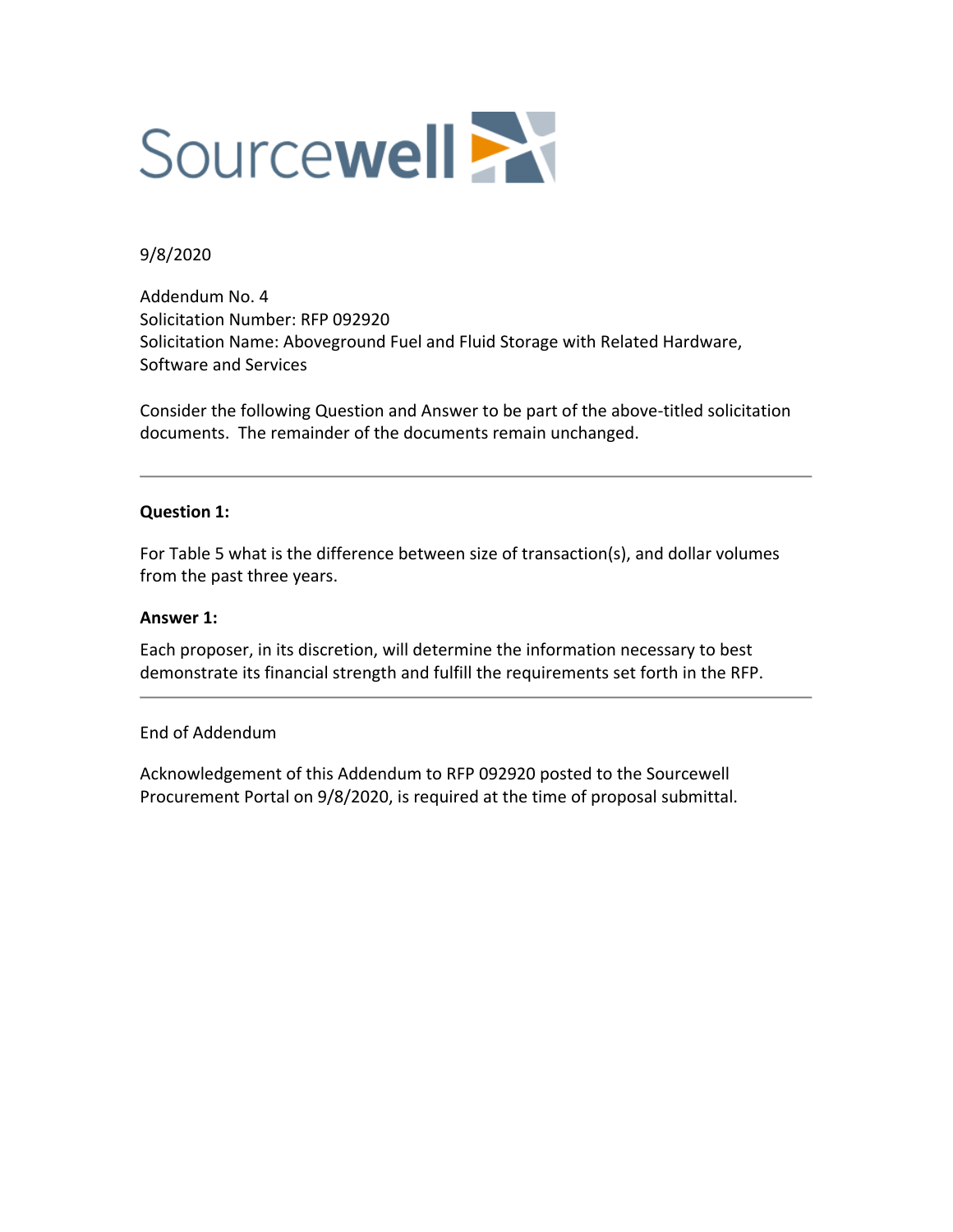Sourcewell

9/8/2020

Addendum No. 4
Solicitation Number: RFP 092920
Solicitation Name: Aboveground Fuel and Fluid Storage with Related Hardware, Software and Services

Consider the following Question and Answer to be part of the above-titled solicitation documents. The remainder of the documents remain unchanged.

---

**Question 1:**

For Table 5 what is the difference between size of transaction(s), and dollar volumes from the past three years.

**Answer 1:**

Each proposer, in its discretion, will determine the information necessary to best demonstrate its financial strength and fulfill the requirements set forth in the RFP.

---

End of Addendum

Acknowledgement of this Addendum to RFP 092920 posted to the Sourcewell Procurement Portal on 9/8/2020, is required at the time of proposal submittal.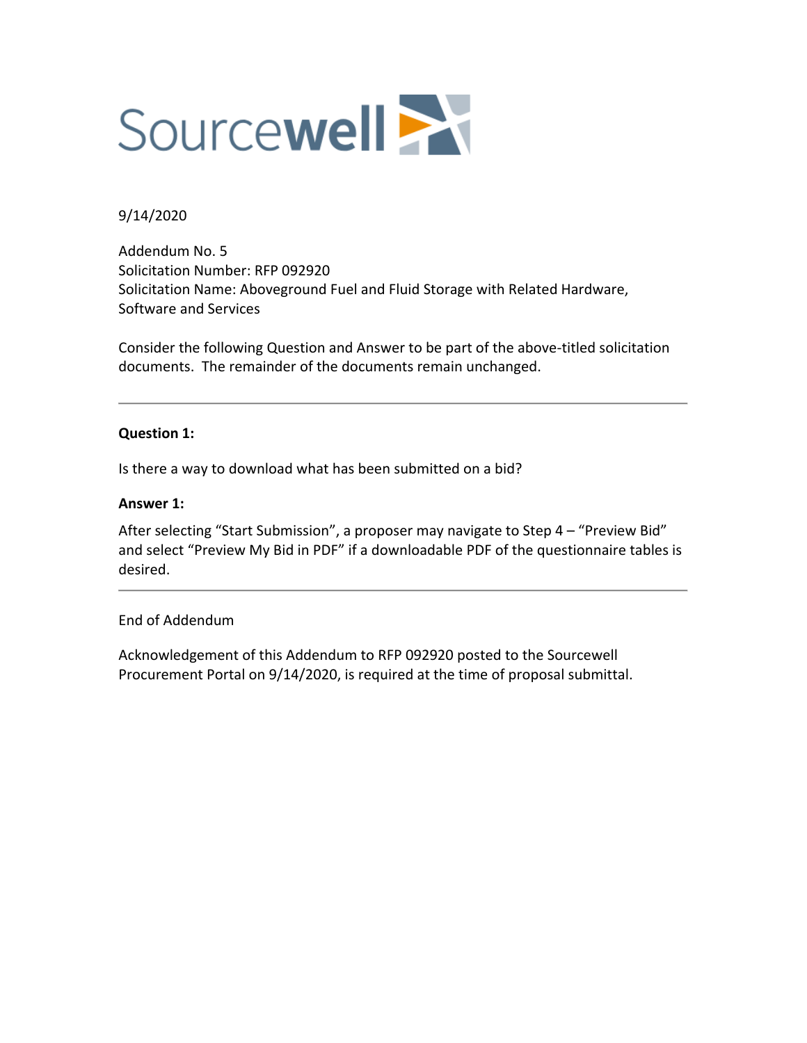Sourcewell

9/14/2020

Addendum No. 5
Solicitation Number: RFP 092920
Solicitation Name: Aboveground Fuel and Fluid Storage with Related Hardware, Software and Services

Consider the following Question and Answer to be part of the above-titled solicitation documents. The remainder of the documents remain unchanged.

---

**Question 1:**

Is there a way to download what has been submitted on a bid?

**Answer 1:**

After selecting "Start Submission", a proposer may navigate to Step 4 – "Preview Bid" and select "Preview My Bid in PDF" if a downloadable PDF of the questionnaire tables is desired.

---

End of Addendum

Acknowledgement of this Addendum to RFP 092920 posted to the Sourcewell Procurement Portal on 9/14/2020, is required at the time of proposal submittal.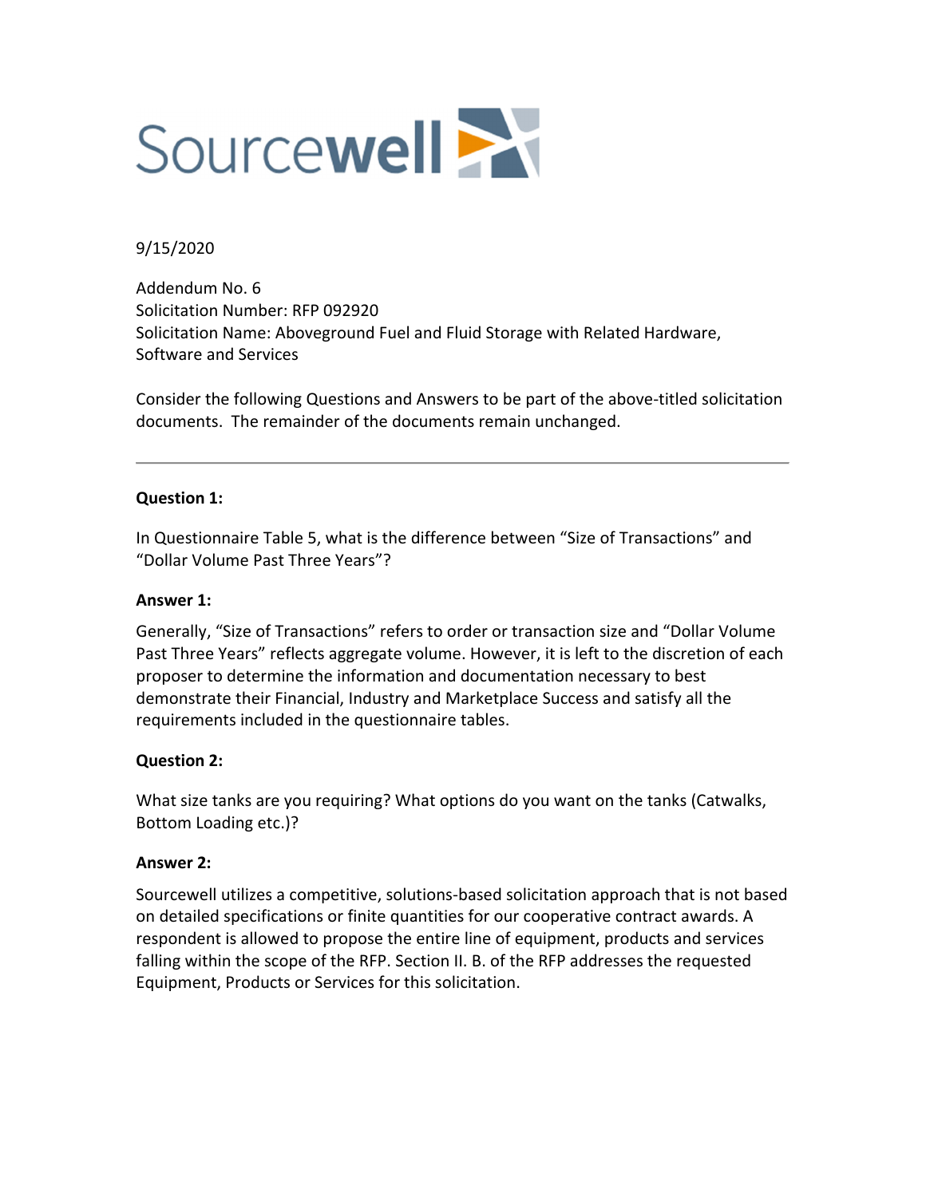Sourcewell

9/15/2020

Addendum No. 6
Solicitation Number: RFP 092920
Solicitation Name: Aboveground Fuel and Fluid Storage with Related Hardware, Software and Services

Consider the following Questions and Answers to be part of the above-titled solicitation documents. The remainder of the documents remain unchanged.

---

**Question 1:**

In Questionnaire Table 5, what is the difference between "Size of Transactions" and "Dollar Volume Past Three Years"?

**Answer 1:**

Generally, "Size of Transactions" refers to order or transaction size and "Dollar Volume Past Three Years" reflects aggregate volume. However, it is left to the discretion of each proposer to determine the information and documentation necessary to best demonstrate their Financial, Industry and Marketplace Success and satisfy all the requirements included in the questionnaire tables.

**Question 2:**

What size tanks are you requiring? What options do you want on the tanks (Catwalks, Bottom Loading etc.)?

**Answer 2:**

Sourcewell utilizes a competitive, solutions-based solicitation approach that is not based on detailed specifications or finite quantities for our cooperative contract awards. A respondent is allowed to propose the entire line of equipment, products and services falling within the scope of the RFP. Section II. B. of the RFP addresses the requested Equipment, Products or Services for this solicitation.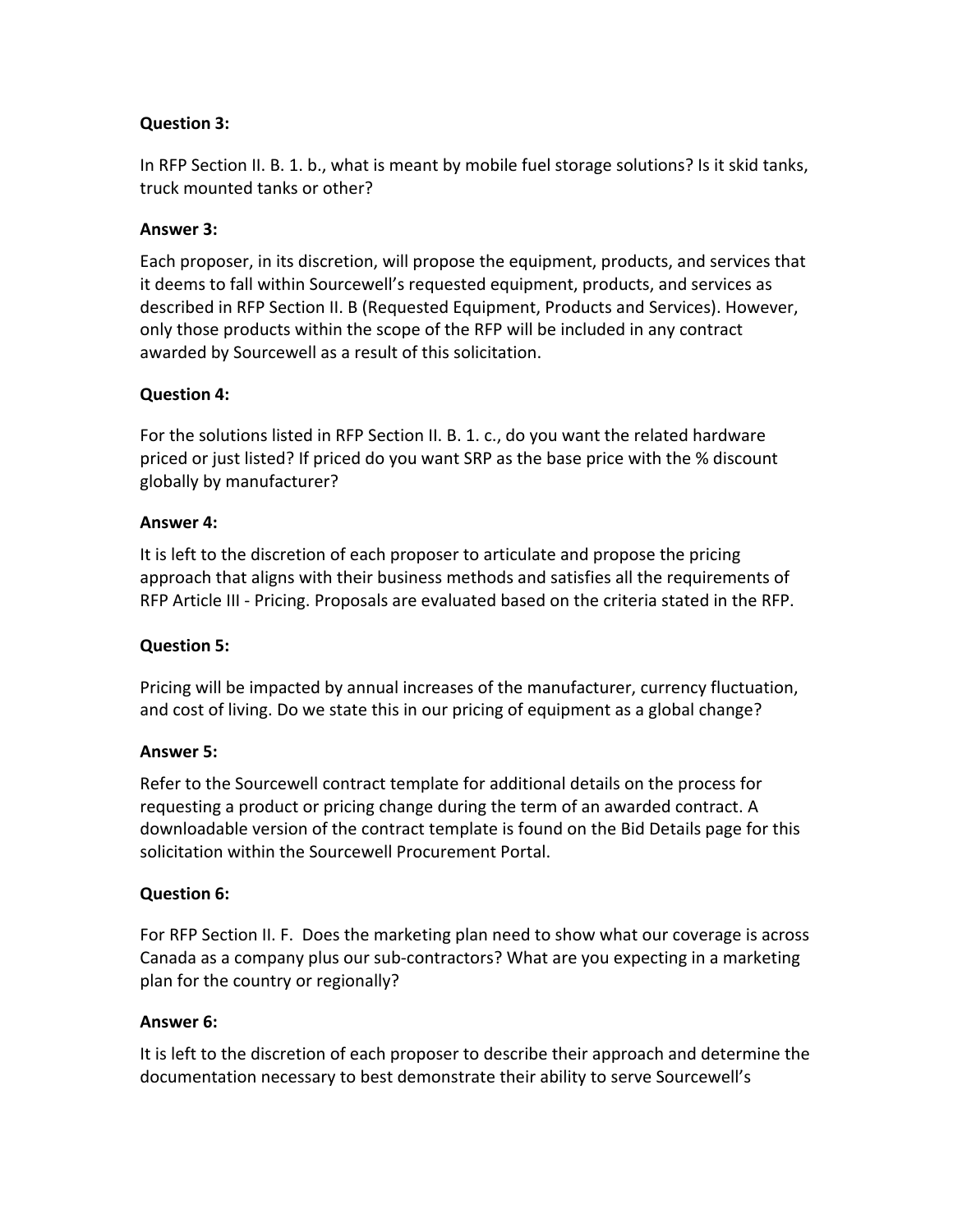**Question 3:**

In RFP Section II. B. 1. b., what is meant by mobile fuel storage solutions? Is it skid tanks, truck mounted tanks or other?

**Answer 3:**

Each proposer, in its discretion, will propose the equipment, products, and services that it deems to fall within Sourcewell's requested equipment, products, and services as described in RFP Section II. B (Requested Equipment, Products and Services). However, only those products within the scope of the RFP will be included in any contract awarded by Sourcewell as a result of this solicitation.

**Question 4:**

For the solutions listed in RFP Section II. B. 1. c., do you want the related hardware priced or just listed? If priced do you want SRP as the base price with the % discount globally by manufacturer?

**Answer 4:**

It is left to the discretion of each proposer to articulate and propose the pricing approach that aligns with their business methods and satisfies all the requirements of RFP Article III - Pricing. Proposals are evaluated based on the criteria stated in the RFP.

**Question 5:**

Pricing will be impacted by annual increases of the manufacturer, currency fluctuation, and cost of living. Do we state this in our pricing of equipment as a global change?

**Answer 5:**

Refer to the Sourcewell contract template for additional details on the process for requesting a product or pricing change during the term of an awarded contract. A downloadable version of the contract template is found on the Bid Details page for this solicitation within the Sourcewell Procurement Portal.

**Question 6:**

For RFP Section II. F. Does the marketing plan need to show what our coverage is across Canada as a company plus our sub-contractors? What are you expecting in a marketing plan for the country or regionally?

**Answer 6:**

It is left to the discretion of each proposer to describe their approach and determine the documentation necessary to best demonstrate their ability to serve Sourcewell's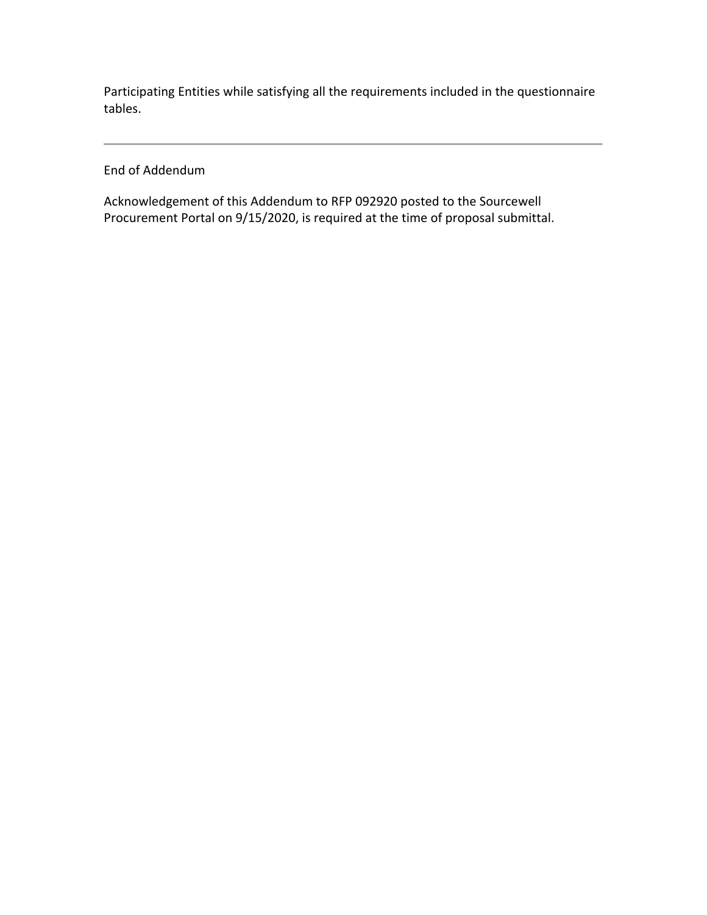Participating Entities while satisfying all the requirements included in the questionnaire tables.

---

End of Addendum

Acknowledgement of this Addendum to RFP 092920 posted to the Sourcewell Procurement Portal on 9/15/2020, is required at the time of proposal submittal.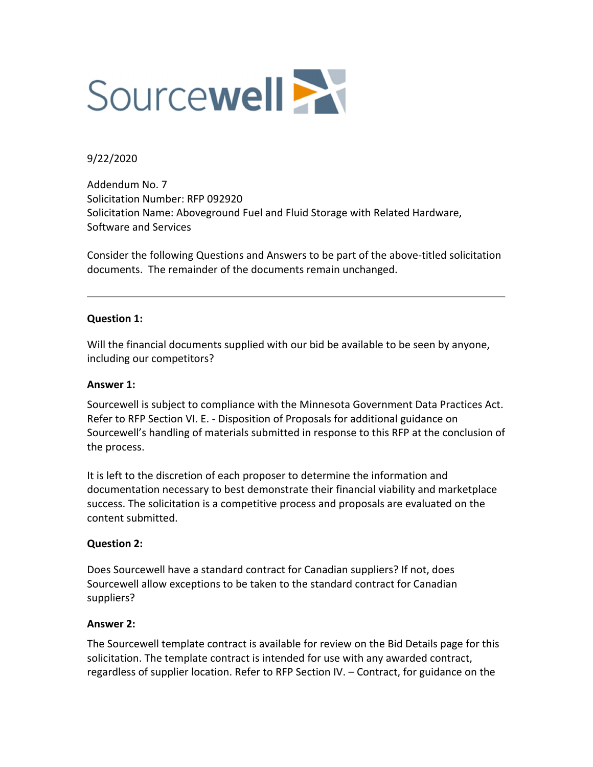9/22/2020

Addendum No. 7
Solicitation Number: RFP 092920
Solicitation Name: Aboveground Fuel and Fluid Storage with Related Hardware, Software and Services

Consider the following Questions and Answers to be part of the above-titled solicitation documents. The remainder of the documents remain unchanged.

---

**Question 1:**

Will the financial documents supplied with our bid be available to be seen by anyone, including our competitors?

**Answer 1:**

Sourcewell is subject to compliance with the Minnesota Government Data Practices Act. Refer to RFP Section VI. E. - Disposition of Proposals for additional guidance on Sourcewell's handling of materials submitted in response to this RFP at the conclusion of the process.

It is left to the discretion of each proposer to determine the information and documentation necessary to best demonstrate their financial viability and marketplace success. The solicitation is a competitive process and proposals are evaluated on the content submitted.

**Question 2:**

Does Sourcewell have a standard contract for Canadian suppliers? If not, does Sourcewell allow exceptions to be taken to the standard contract for Canadian suppliers?

**Answer 2:**

The Sourcewell template contract is available for review on the Bid Details page for this solicitation. The template contract is intended for use with any awarded contract, regardless of supplier location. Refer to RFP Section IV. – Contract, for guidance on the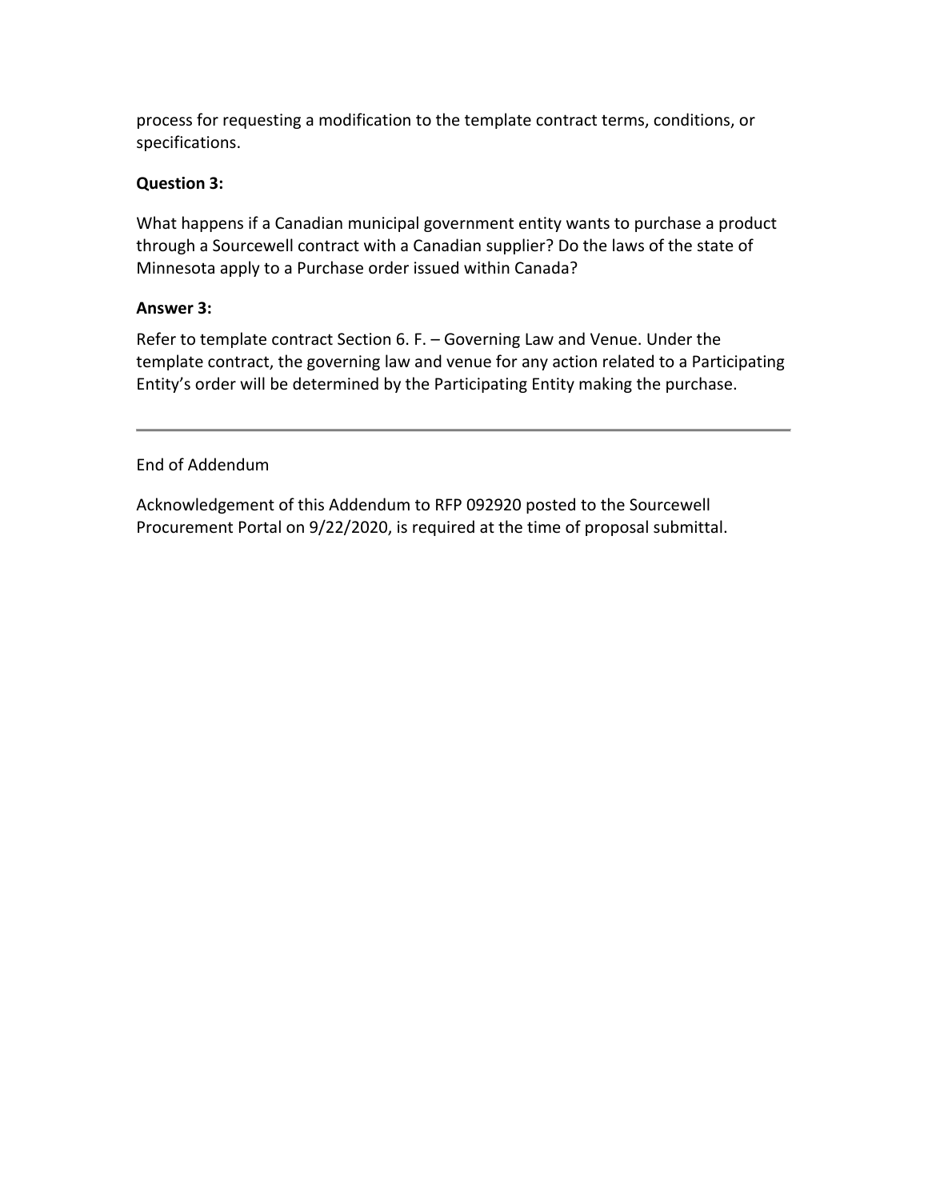process for requesting a modification to the template contract terms, conditions, or specifications.

**Question 3:**

What happens if a Canadian municipal government entity wants to purchase a product through a Sourcewell contract with a Canadian supplier? Do the laws of the state of Minnesota apply to a Purchase order issued within Canada?

**Answer 3:**

Refer to template contract Section 6. F. – Governing Law and Venue. Under the template contract, the governing law and venue for any action related to a Participating Entity's order will be determined by the Participating Entity making the purchase.

---

End of Addendum

Acknowledgement of this Addendum to RFP 092920 posted to the Sourcewell Procurement Portal on 9/22/2020, is required at the time of proposal submittal.